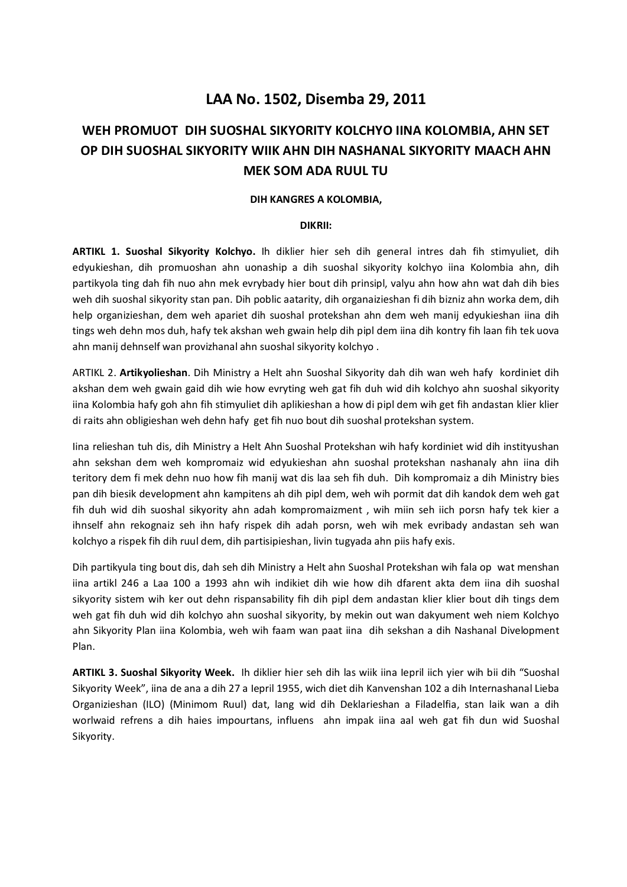# LAA No. 1502, Disemba 29, 2011

## WEH PROMUOT DIH SUOSHAL SIKYORITY KOLCHYO IINA KOLOMBIA, AHN SET OP DIH SUOSHAL SIKYORITY WIIK AHN DIH NASHANAL SIKYORITY MAACH AHN MEK SOM ADA RUUL TU

**DIH KANGRES A KOLOMBIA,**

**DIKRII:**

**ARTIKL 1. Suoshal Sikyority Kolchyo.** Ih diklier hier seh dih general intres dah fih stimyuliet, dih edyukieshan, dih promuoshan ahn uonaship a dih suoshal sikyority kolchyo iina Kolombia ahn, dih partikyola ting dah fih nuo ahn mek evrybady hier bout dih prinsipl, valyu ahn how ahn wat dah dih bies weh dih suoshal sikyority stan pan. Dih poblic aatarity, dih organaizieshan fi dih bizniz ahn worka dem, dih help organizieshan, dem weh apariet dih suoshal protekshan ahn dem weh manij edyukieshan iina dih tings weh dehn mos duh, hafy tek akshan weh gwain help dih pipl dem iina dih kontry fih laan fih tek uova ahn manij dehnself wan provizhanal ahn suoshal sikyority kolchyo .

ARTIKL 2. **Artikyolieshan**. Dih Ministry a Helt ahn Suoshal Sikyority dah dih wan weh hafy kordiniet dih akshan dem weh gwain gaid dih wie how evryting weh gat fih duh wid dih kolchyo ahn suoshal sikyority iina Kolombia hafy goh ahn fih stimyuliet dih aplikieshan a how di pipl dem wih get fih andastan klier klier di raits ahn obligieshan weh dehn hafy get fih nuo bout dih suoshal protekshan system.

Iina relieshan tuh dis, dih Ministry a Helt Ahn Suoshal Protekshan wih hafy kordiniet wid dih instityushan ahn sekshan dem weh kompromaiz wid edyukieshan ahn suoshal protekshan nashanaly ahn iina dih teritory dem fi mek dehn nuo how fih manij wat dis laa seh fih duh. Dih kompromaiz a dih Ministry bies pan dih biesik development ahn kampitens ah dih pipl dem, weh wih pormit dat dih kandok dem weh gat fih duh wid dih suoshal sikyority ahn adah kompromaizment , wih miin seh iich porsn hafy tek kier a ihnself ahn rekognaiz seh ihn hafy rispek dih adah porsn, weh wih mek evribady andastan seh wan kolchyo a rispek fih dih ruul dem, dih partisipieshan, livin tugyada ahn piis hafy exis.

Dih partikyula ting bout dis, dah seh dih Ministry a Helt ahn Suoshal Protekshan wih fala op wat menshan iina artikl 246 a Laa 100 a 1993 ahn wih indikiet dih wie how dih dfarent akta dem iina dih suoshal sikyority sistem wih ker out dehn rispansability fih dih pipl dem andastan klier klier bout dih tings dem weh gat fih duh wid dih kolchyo ahn suoshal sikyority, by mekin out wan dakyument weh niem Kolchyo ahn Sikyority Plan iina Kolombia, weh wih faam wan paat iina dih sekshan a dih Nashanal Divelopment Plan.

**ARTIKL 3. Suoshal Sikyority Week.** Ih diklier hier seh dih las wiik iina Iepril iich yier wih bii dih "Suoshal Sikyority Week", iina de ana a dih 27 a Iepril 1955, wich diet dih Kanvenshan 102 a dih Internashanal Lieba Organizieshan (ILO) (Minimom Ruul) dat, lang wid dih Deklarieshan a Filadelfia, stan laik wan a dih worlwaid refrens a dih haies impourtans, influens ahn impak iina aal weh gat fih dun wid Suoshal Sikyority.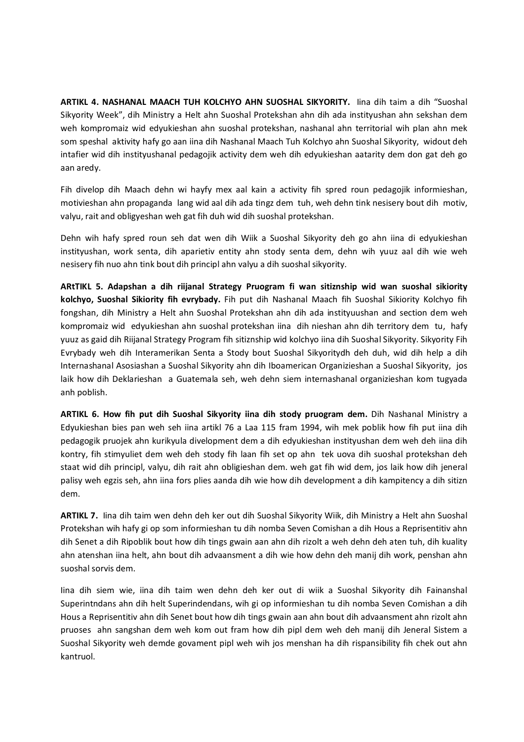**ARTIKL 4. NASHANAL MAACH TUH KOLCHYO AHN SUOSHAL SIKYORITY.** Iina dih taim a dih "Suoshal Sikyority Week", dih Ministry a Helt ahn Suoshal Protekshan ahn dih ada instityushan ahn sekshan dem weh kompromaiz wid edyukieshan ahn suoshal protekshan, nashanal ahn territorial wih plan ahn mek som speshal aktivity hafy go aan iina dih Nashanal Maach Tuh Kolchyo ahn Suoshal Sikyority, widout deh intafier wid dih instityushanal pedagojik activity dem weh dih edyukieshan aatarity dem don gat deh go aan aredy.

Fih divelop dih Maach dehn wi hayfy mex aal kain a activity fih spred roun pedagojik informieshan, motivieshan ahn propaganda lang wid aal dih ada tingz dem tuh, weh dehn tink nesisery bout dih motiv, valyu, rait and obligyeshan weh gat fih duh wid dih suoshal protekshan.

Dehn wih hafy spred roun seh dat wen dih Wiik a Suoshal Sikyority deh go ahn iina di edyukieshan instityushan, work senta, dih aparietiv entity ahn stody senta dem, dehn wih yuuz aal dih wie weh nesisery fih nuo ahn tink bout dih principl ahn valyu a dih suoshal sikyority.

**ARtTIKL 5. Adapshan a dih riijanal Strategy Pruogram fi wan sitiznship wid wan suoshal sikiority kolchyo, Suoshal Sikiority fih evrybady.** Fih put dih Nashanal Maach fih Suoshal Sikiority Kolchyo fih fongshan, dih Ministry a Helt ahn Suoshal Protekshan ahn dih ada instityuushan and section dem weh kompromaiz wid edyukieshan ahn suoshal protekshan iina dih nieshan ahn dih territory dem tu, hafy yuuz as gaid dih Riijanal Strategy Program fih sitiznship wid kolchyo iina dih Suoshal Sikyority. Sikyority Fih Evrybady weh dih Interamerikan Senta a Stody bout Suoshal Sikyoritydh deh duh, wid dih help a dih Internashanal Asosiashan a Suoshal Sikyority ahn dih Iboamerican Organizieshan a Suoshal Sikyority, jos laik how dih Deklarieshan a Guatemala seh, weh dehn siem internashanal organizieshan kom tugyada anh poblish.

**ARTIKL 6. How fih put dih Suoshal Sikyority iina dih stody pruogram dem.** Dih Nashanal Ministry a Edyukieshan bies pan weh seh iina artikl 76 a Laa 115 fram 1994, wih mek poblik how fih put iina dih pedagogik pruojek ahn kurikyula divelopment dem a dih edyukieshan instityushan dem weh deh iina dih kontry, fih stimyuliet dem weh deh stody fih laan fih set op ahn tek uova dih suoshal protekshan deh staat wid dih principl, valyu, dih rait ahn obligieshan dem. weh gat fih wid dem, jos laik how dih jeneral palisy weh egzis seh, ahn iina fors plies aanda dih wie how dih development a dih kampitency a dih sitizn dem.

**ARTIKL 7.** Iina dih taim wen dehn deh ker out dih Suoshal Sikyority Wiik, dih Ministry a Helt ahn Suoshal Protekshan wih hafy gi op som informieshan tu dih nomba Seven Comishan a dih Hous a Reprisentitiv ahn dih Senet a dih Ripoblik bout how dih tings gwain aan ahn dih rizolt a weh dehn deh aten tuh, dih kuality ahn atenshan iina helt, ahn bout dih advaansment a dih wie how dehn deh manij dih work, penshan ahn suoshal sorvis dem.

Iina dih siem wie, iina dih taim wen dehn deh ker out di wiik a Suoshal Sikyority dih Fainanshal Superintndans ahn dih helt Superindendans, wih gi op informieshan tu dih nomba Seven Comishan a dih Hous a Reprisentitiv ahn dih Senet bout how dih tings gwain aan ahn bout dih advaansment ahn rizolt ahn pruoses ahn sangshan dem weh kom out fram how dih pipl dem weh deh manij dih Jeneral Sistem a Suoshal Sikyority weh demde govament pipl weh wih jos menshan ha dih rispansibility fih chek out ahn kantruol.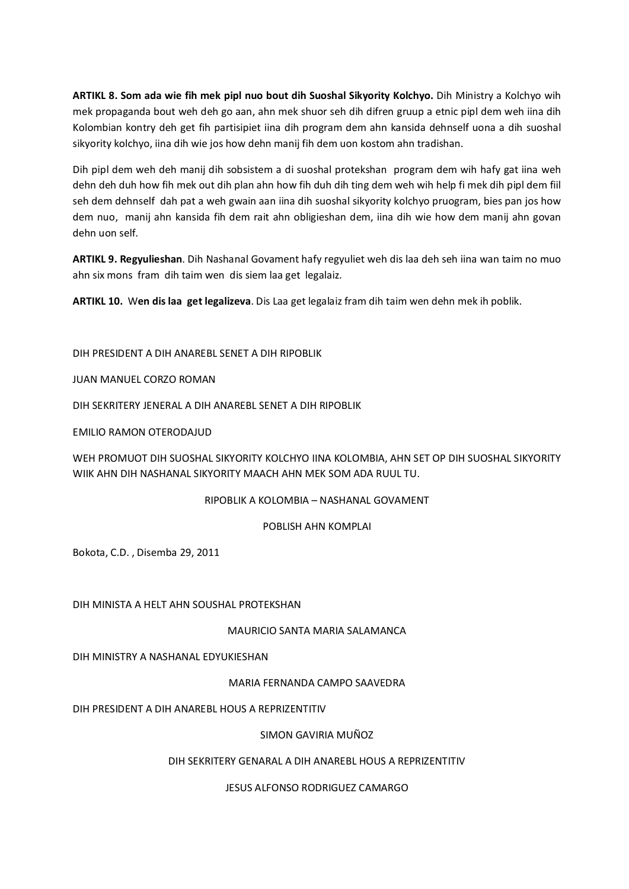**ARTIKL 8. Som ada wie fih mek pipl nuo bout dih Suoshal Sikyority Kolchyo.** Dih Ministry a Kolchyo wih mek propaganda bout weh deh go aan, ahn mek shuor seh dih difren gruup a etnic pipl dem weh iina dih Kolombian kontry deh get fih partisipiet iina dih program dem ahn kansida dehnself uona a dih suoshal sikyority kolchyo, iina dih wie jos how dehn manij fih dem uon kostom ahn tradishan.

Dih pipl dem weh deh manij dih sobsistem a di suoshal protekshan program dem wih hafy gat iina weh dehn deh duh how fih mek out dih plan ahn how fih duh dih ting dem weh wih help fi mek dih pipl dem fiil seh dem dehnself dah pat a weh gwain aan iina dih suoshal sikyority kolchyo pruogram, bies pan jos how dem nuo, manij ahn kansida fih dem rait ahn oblighieshan dem, iina dih wie how dem manij ahn govan dehn uon self.

**ARTIKL 9. Regyulieshan**. Dih Nashanal Govament hafy regyuliet weh dis laa deh seh iina wan taim no muo ahn six mons fram dih taim wen dis siem laa get legalaiz.

**ARTIKL 10. Wen dis laa get legalizeva**. Dis Laa get legalaiz fram dih taim wen dehn mek ih poblik.

DIH PRESIDENT A DIH ANAREBL SENET A DIH RIPOBLIK

JUAN MANUEL CORZO ROMAN

DIH SEKRITERY JENERAL A DIH ANAREBL SENET A DIH RIPOBLIK

EMILIO RAMON OTERODAJUD

WEH PROMUOT DIH SUOSHAL SIKYORITY KOLCHYO IINA KOLOMBIA, AHN SET OP DIH SUOSHAL SIKYORITY WIIK AHN DIH NASHANAL SIKYORITY MAACH AHN MEK SOM ADA RUUL TU.

RIPOBLIK A KOLOMBIA – NASHANAL GOVAMENT

POBLISH AHN KOMPLAI

Bokota, C.D. , Disemba 29, 2011

DIH MINISTA A HELT AHN SOUSHAL PROTEKSHAN

MAURICIO SANTA MARIA SALAMANCA

DIH MINISTRY A NASHANAL EDYUKIESHAN

MARIA FERNANDA CAMPO SAAVEDRA

DIH PRESIDENT A DIH ANAREBL HOUS A REPRIZENTITIV

SIMON GAVIRIA MUÑOZ

DIH SEKRITERY GENARAL A DIH ANAREBL HOUS A REPRIZENTITIV

JESUS ALFONSO RODRIGUEZ CAMARGO